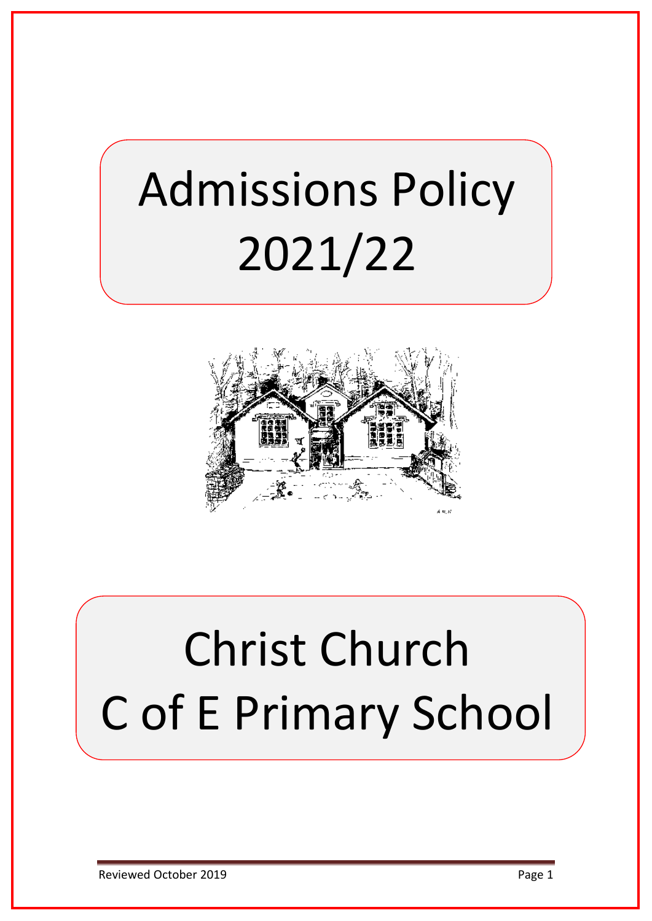# Admissions Policy 2021/22

# Christ Church C of E Primary School

Reviewed October 2019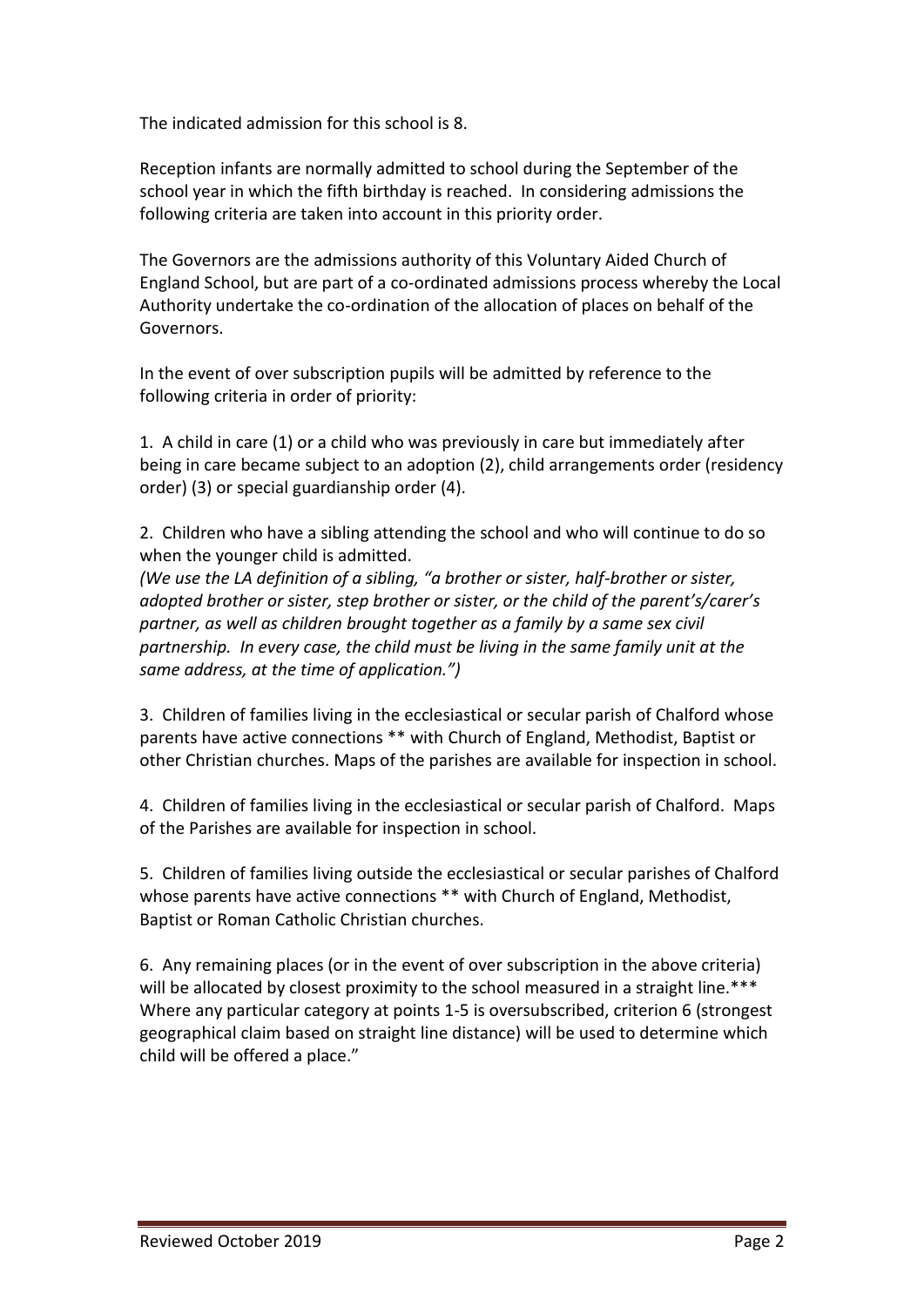The indicated admission for this school is 8.

Reception infants are normally admitted to school during the September of the school year in which the fifth birthday is reached. In considering admissions the following criteria are taken into account in this priority order.

The Governors are the admissions authority of this Voluntary Aided Church of England School, but are part of a co-ordinated admissions process whereby the Local Authority undertake the co-ordination of the allocation of places on behalf of the Governors.

In the event of over subscription pupils will be admitted by reference to the following criteria in order of priority:

1. A child in care (1) or a child who was previously in care but immediately after being in care became subject to an adoption (2), child arrangements order (residency order) (3) or special guardianship order (4).

2. Children who have a sibling attending the school and who will continue to do so when the younger child is admitted.
*(We use the LA definition of a sibling, "a brother or sister, half-brother or sister, adopted brother or sister, step brother or sister, or the child of the parent's/carer's partner, as well as children brought together as a family by a same sex civil partnership. In every case, the child must be living in the same family unit at the same address, at the time of application.")*

3. Children of families living in the ecclesiastical or secular parish of Chalford whose parents have active connections ** with Church of England, Methodist, Baptist or other Christian churches. Maps of the parishes are available for inspection in school.

4. Children of families living in the ecclesiastical or secular parish of Chalford. Maps of the Parishes are available for inspection in school.

5. Children of families living outside the ecclesiastical or secular parishes of Chalford whose parents have active connections ** with Church of England, Methodist, Baptist or Roman Catholic Christian churches.

6. Any remaining places (or in the event of over subscription in the above criteria) will be allocated by closest proximity to the school measured in a straight line.*** Where any particular category at points 1-5 is oversubscribed, criterion 6 (strongest geographical claim based on straight line distance) will be used to determine which child will be offered a place."

Reviewed October 2019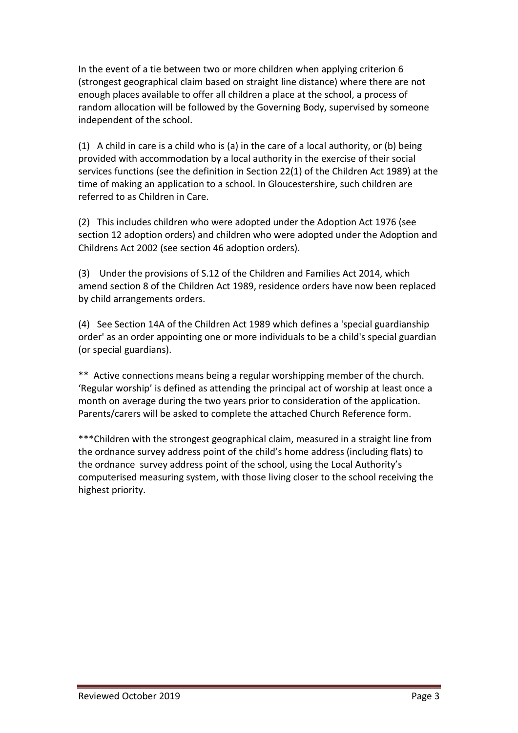In the event of a tie between two or more children when applying criterion 6 (strongest geographical claim based on straight line distance) where there are not enough places available to offer all children a place at the school, a process of random allocation will be followed by the Governing Body, supervised by someone independent of the school.

(1) A child in care is a child who is (a) in the care of a local authority, or (b) being provided with accommodation by a local authority in the exercise of their social services functions (see the definition in Section 22(1) of the Children Act 1989) at the time of making an application to a school. In Gloucestershire, such children are referred to as Children in Care.

(2) This includes children who were adopted under the Adoption Act 1976 (see section 12 adoption orders) and children who were adopted under the Adoption and Childrens Act 2002 (see section 46 adoption orders).

(3) Under the provisions of S.12 of the Children and Families Act 2014, which amend section 8 of the Children Act 1989, residence orders have now been replaced by child arrangements orders.

(4) See Section 14A of the Children Act 1989 which defines a 'special guardianship order' as an order appointing one or more individuals to be a child's special guardian (or special guardians).

** Active connections means being a regular worshipping member of the church. 'Regular worship' is defined as attending the principal act of worship at least once a month on average during the two years prior to consideration of the application. Parents/carers will be asked to complete the attached Church Reference form.

***Children with the strongest geographical claim, measured in a straight line from the ordnance survey address point of the child's home address (including flats) to the ordnance survey address point of the school, using the Local Authority's computerised measuring system, with those living closer to the school receiving the highest priority.

Reviewed October 2019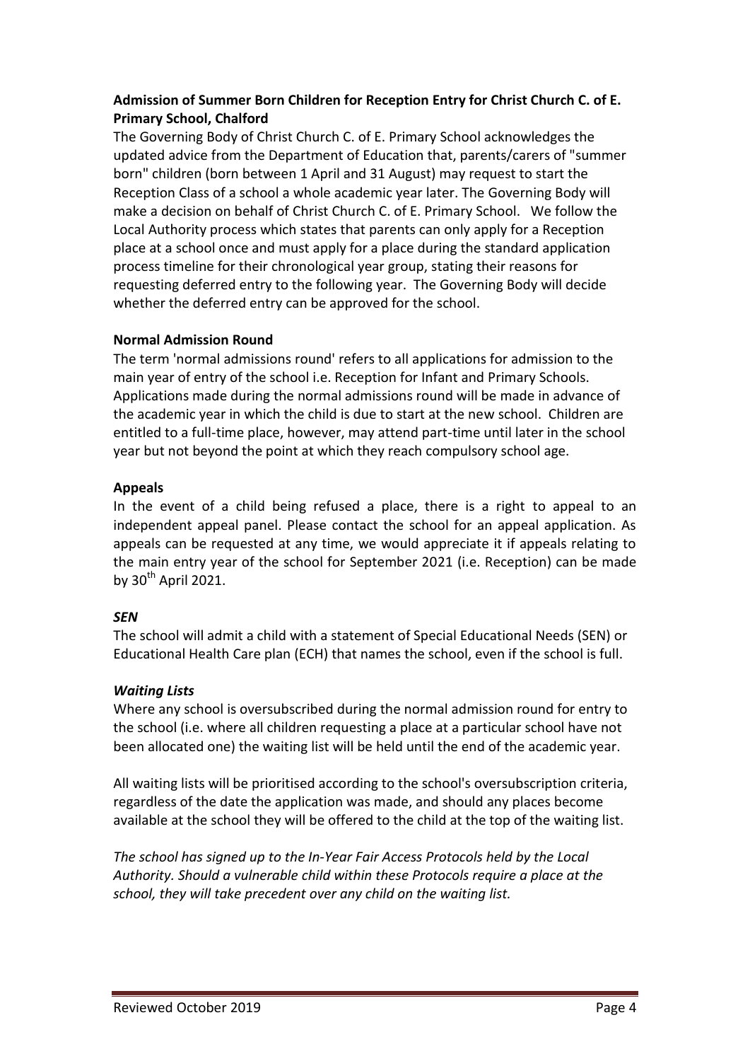**Admission of Summer Born Children for Reception Entry for Christ Church C. of E. Primary School, Chalford**

The Governing Body of Christ Church C. of E. Primary School acknowledges the updated advice from the Department of Education that, parents/carers of "summer born" children (born between 1 April and 31 August) may request to start the Reception Class of a school a whole academic year later. The Governing Body will make a decision on behalf of Christ Church C. of E. Primary School. We follow the Local Authority process which states that parents can only apply for a Reception place at a school once and must apply for a place during the standard application process timeline for their chronological year group, stating their reasons for requesting deferred entry to the following year. The Governing Body will decide whether the deferred entry can be approved for the school.

**Normal Admission Round**

The term 'normal admissions round' refers to all applications for admission to the main year of entry of the school i.e. Reception for Infant and Primary Schools. Applications made during the normal admissions round will be made in advance of the academic year in which the child is due to start at the new school. Children are entitled to a full-time place, however, may attend part-time until later in the school year but not beyond the point at which they reach compulsory school age.

**Appeals**

In the event of a child being refused a place, there is a right to appeal to an independent appeal panel. Please contact the school for an appeal application. As appeals can be requested at any time, we would appreciate it if appeals relating to the main entry year of the school for September 2021 (i.e. Reception) can be made by 30th April 2021.

***SEN***

The school will admit a child with a statement of Special Educational Needs (SEN) or Educational Health Care plan (ECH) that names the school, even if the school is full.

***Waiting Lists***

Where any school is oversubscribed during the normal admission round for entry to the school (i.e. where all children requesting a place at a particular school have not been allocated one) the waiting list will be held until the end of the academic year.

All waiting lists will be prioritised according to the school's oversubscription criteria, regardless of the date the application was made, and should any places become available at the school they will be offered to the child at the top of the waiting list.

*The school has signed up to the In-Year Fair Access Protocols held by the Local Authority. Should a vulnerable child within these Protocols require a place at the school, they will take precedent over any child on the waiting list.*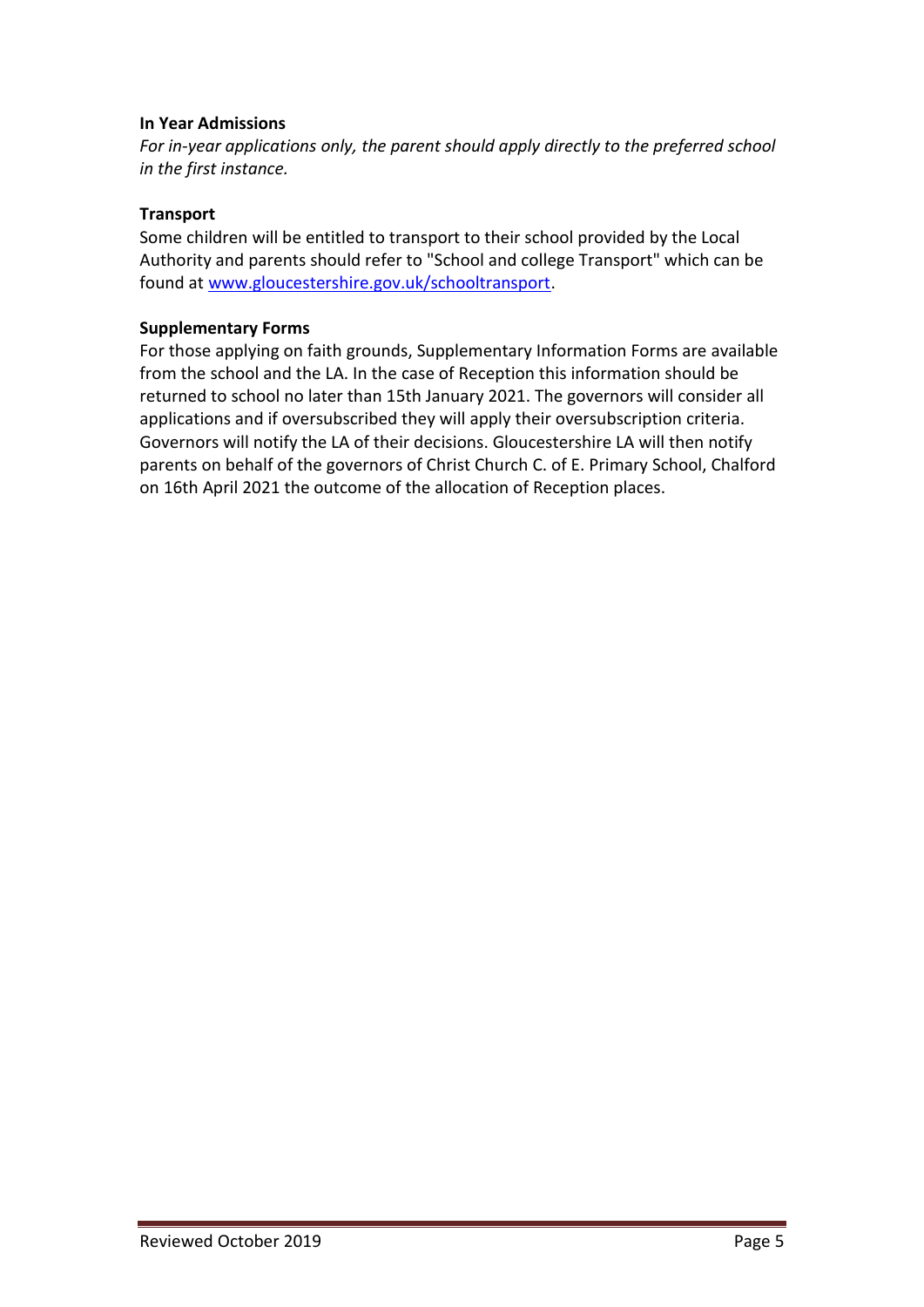**In Year Admissions**

*For in-year applications only, the parent should apply directly to the preferred school in the first instance.*

**Transport**

Some children will be entitled to transport to their school provided by the Local Authority and parents should refer to "School and college Transport" which can be found at [www.gloucestershire.gov.uk/schooltransport](http://www.gloucestershire.gov.uk/schooltransport).

**Supplementary Forms**

For those applying on faith grounds, Supplementary Information Forms are available from the school and the LA. In the case of Reception this information should be returned to school no later than 15th January 2021. The governors will consider all applications and if oversubscribed they will apply their oversubscription criteria. Governors will notify the LA of their decisions. Gloucestershire LA will then notify parents on behalf of the governors of Christ Church C. of E. Primary School, Chalford on 16th April 2021 the outcome of the allocation of Reception places.